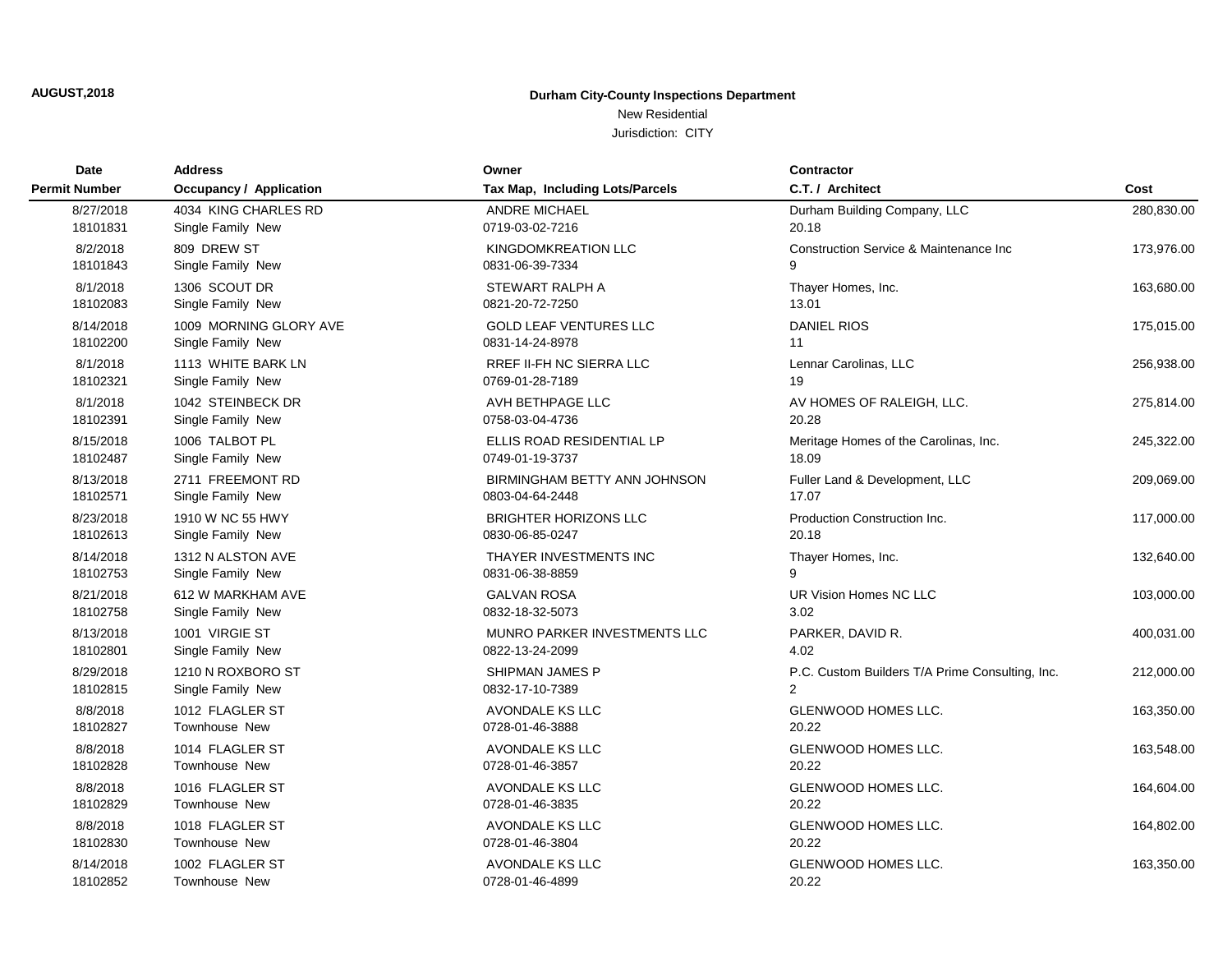AUGUST,2018

# Durham City-County Inspections Department

New Residential

Jurisdiction: CITY

| Date<br>Permit Number | Address<br>Occupancy / Application | Owner<br>Tax Map, Including Lots/Parcels | Contractor<br>C.T. / Architect | Cost |
|---|---|---|---|---|
| 8/27/2018<br>18101831 | 4034 KING CHARLES RD<br>Single Family New | ANDRE MICHAEL<br>0719-03-02-7216 | Durham Building Company, LLC<br>20.18 | 280,830.00 |
| 8/2/2018<br>18101843 | 809 DREW ST<br>Single Family New | KINGDOMKREATION LLC<br>0831-06-39-7334 | Construction Service & Maintenance Inc<br>9 | 173,976.00 |
| 8/1/2018<br>18102083 | 1306 SCOUT DR<br>Single Family New | STEWART RALPH A<br>0821-20-72-7250 | Thayer Homes, Inc.<br>13.01 | 163,680.00 |
| 8/14/2018<br>18102200 | 1009 MORNING GLORY AVE<br>Single Family New | GOLD LEAF VENTURES LLC<br>0831-14-24-8978 | DANIEL RIOS<br>11 | 175,015.00 |
| 8/1/2018<br>18102321 | 1113 WHITE BARK LN<br>Single Family New | RREF II-FH NC SIERRA LLC<br>0769-01-28-7189 | Lennar Carolinas, LLC<br>19 | 256,938.00 |
| 8/1/2018<br>18102391 | 1042 STEINBECK DR<br>Single Family New | AVH BETHPAGE LLC<br>0758-03-04-4736 | AV HOMES OF RALEIGH, LLC.<br>20.28 | 275,814.00 |
| 8/15/2018<br>18102487 | 1006 TALBOT PL<br>Single Family New | ELLIS ROAD RESIDENTIAL LP<br>0749-01-19-3737 | Meritage Homes of the Carolinas, Inc.<br>18.09 | 245,322.00 |
| 8/13/2018<br>18102571 | 2711 FREEMONT RD<br>Single Family New | BIRMINGHAM BETTY ANN JOHNSON<br>0803-04-64-2448 | Fuller Land & Development, LLC<br>17.07 | 209,069.00 |
| 8/23/2018<br>18102613 | 1910 W NC 55 HWY<br>Single Family New | BRIGHTER HORIZONS LLC<br>0830-06-85-0247 | Production Construction Inc.<br>20.18 | 117,000.00 |
| 8/14/2018<br>18102753 | 1312 N ALSTON AVE<br>Single Family New | THAYER INVESTMENTS INC<br>0831-06-38-8859 | Thayer Homes, Inc.<br>9 | 132,640.00 |
| 8/21/2018<br>18102758 | 612 W MARKHAM AVE<br>Single Family New | GALVAN ROSA<br>0832-18-32-5073 | UR Vision Homes NC LLC<br>3.02 | 103,000.00 |
| 8/13/2018<br>18102801 | 1001 VIRGIE ST<br>Single Family New | MUNRO PARKER INVESTMENTS LLC<br>0822-13-24-2099 | PARKER, DAVID R.<br>4.02 | 400,031.00 |
| 8/29/2018<br>18102815 | 1210 N ROXBORO ST<br>Single Family New | SHIPMAN JAMES P<br>0832-17-10-7389 | P.C. Custom Builders T/A Prime Consulting, Inc.<br>2 | 212,000.00 |
| 8/8/2018<br>18102827 | 1012 FLAGLER ST<br>Townhouse New | AVONDALE KS LLC<br>0728-01-46-3888 | GLENWOOD HOMES LLC.<br>20.22 | 163,350.00 |
| 8/8/2018<br>18102828 | 1014 FLAGLER ST<br>Townhouse New | AVONDALE KS LLC<br>0728-01-46-3857 | GLENWOOD HOMES LLC.<br>20.22 | 163,548.00 |
| 8/8/2018<br>18102829 | 1016 FLAGLER ST<br>Townhouse New | AVONDALE KS LLC<br>0728-01-46-3835 | GLENWOOD HOMES LLC.<br>20.22 | 164,604.00 |
| 8/8/2018<br>18102830 | 1018 FLAGLER ST<br>Townhouse New | AVONDALE KS LLC<br>0728-01-46-3804 | GLENWOOD HOMES LLC.<br>20.22 | 164,802.00 |
| 8/14/2018<br>18102852 | 1002 FLAGLER ST<br>Townhouse New | AVONDALE KS LLC<br>0728-01-46-4899 | GLENWOOD HOMES LLC.<br>20.22 | 163,350.00 |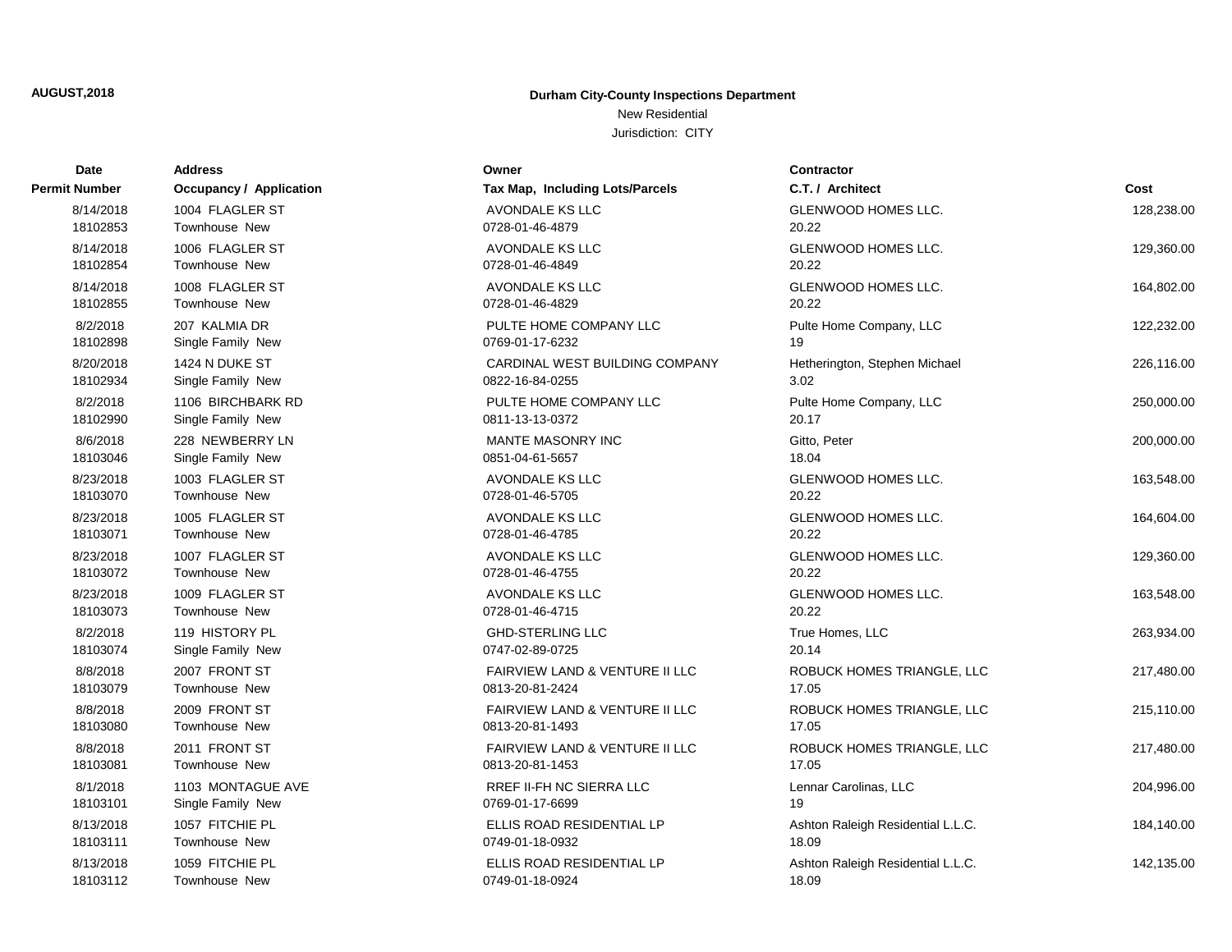**AUGUST,2018**

**Durham City-County Inspections Department**

New Residential

Jurisdiction: CITY

| Date<br>Permit Number | Address<br>Occupancy / Application | Owner<br>Tax Map, Including Lots/Parcels | Contractor<br>C.T. / Architect | Cost |
|---|---|---|---|---|
| 8/14/2018<br>18102853 | 1004 FLAGLER ST<br>Townhouse New | AVONDALE KS LLC<br>0728-01-46-4879 | GLENWOOD HOMES LLC.<br>20.22 | 128,238.00 |
| 8/14/2018<br>18102854 | 1006 FLAGLER ST<br>Townhouse New | AVONDALE KS LLC<br>0728-01-46-4849 | GLENWOOD HOMES LLC.<br>20.22 | 129,360.00 |
| 8/14/2018<br>18102855 | 1008 FLAGLER ST<br>Townhouse New | AVONDALE KS LLC<br>0728-01-46-4829 | GLENWOOD HOMES LLC.<br>20.22 | 164,802.00 |
| 8/2/2018<br>18102898 | 207 KALMIA DR<br>Single Family New | PULTE HOME COMPANY LLC<br>0769-01-17-6232 | Pulte Home Company, LLC<br>19 | 122,232.00 |
| 8/20/2018<br>18102934 | 1424 N DUKE ST<br>Single Family New | CARDINAL WEST BUILDING COMPANY<br>0822-16-84-0255 | Hetherington, Stephen Michael<br>3.02 | 226,116.00 |
| 8/2/2018<br>18102990 | 1106 BIRCHBARK RD<br>Single Family New | PULTE HOME COMPANY LLC<br>0811-13-13-0372 | Pulte Home Company, LLC<br>20.17 | 250,000.00 |
| 8/6/2018<br>18103046 | 228 NEWBERRY LN<br>Single Family New | MANTE MASONRY INC<br>0851-04-61-5657 | Gitto, Peter<br>18.04 | 200,000.00 |
| 8/23/2018<br>18103070 | 1003 FLAGLER ST<br>Townhouse New | AVONDALE KS LLC<br>0728-01-46-5705 | GLENWOOD HOMES LLC.<br>20.22 | 163,548.00 |
| 8/23/2018<br>18103071 | 1005 FLAGLER ST<br>Townhouse New | AVONDALE KS LLC<br>0728-01-46-4785 | GLENWOOD HOMES LLC.<br>20.22 | 164,604.00 |
| 8/23/2018<br>18103072 | 1007 FLAGLER ST<br>Townhouse New | AVONDALE KS LLC<br>0728-01-46-4755 | GLENWOOD HOMES LLC.<br>20.22 | 129,360.00 |
| 8/23/2018<br>18103073 | 1009 FLAGLER ST<br>Townhouse New | AVONDALE KS LLC<br>0728-01-46-4715 | GLENWOOD HOMES LLC.<br>20.22 | 163,548.00 |
| 8/2/2018<br>18103074 | 119 HISTORY PL<br>Single Family New | GHD-STERLING LLC<br>0747-02-89-0725 | True Homes, LLC<br>20.14 | 263,934.00 |
| 8/8/2018<br>18103079 | 2007 FRONT ST<br>Townhouse New | FAIRVIEW LAND & VENTURE II LLC<br>0813-20-81-2424 | ROBUCK HOMES TRIANGLE, LLC<br>17.05 | 217,480.00 |
| 8/8/2018<br>18103080 | 2009 FRONT ST<br>Townhouse New | FAIRVIEW LAND & VENTURE II LLC<br>0813-20-81-1493 | ROBUCK HOMES TRIANGLE, LLC<br>17.05 | 215,110.00 |
| 8/8/2018<br>18103081 | 2011 FRONT ST<br>Townhouse New | FAIRVIEW LAND & VENTURE II LLC<br>0813-20-81-1453 | ROBUCK HOMES TRIANGLE, LLC<br>17.05 | 217,480.00 |
| 8/1/2018<br>18103101 | 1103 MONTAGUE AVE<br>Single Family New | RREF II-FH NC SIERRA LLC<br>0769-01-17-6699 | Lennar Carolinas, LLC<br>19 | 204,996.00 |
| 8/13/2018<br>18103111 | 1057 FITCHIE PL<br>Townhouse New | ELLIS ROAD RESIDENTIAL LP<br>0749-01-18-0932 | Ashton Raleigh Residential L.L.C.<br>18.09 | 184,140.00 |
| 8/13/2018<br>18103112 | 1059 FITCHIE PL<br>Townhouse New | ELLIS ROAD RESIDENTIAL LP<br>0749-01-18-0924 | Ashton Raleigh Residential L.L.C.<br>18.09 | 142,135.00 |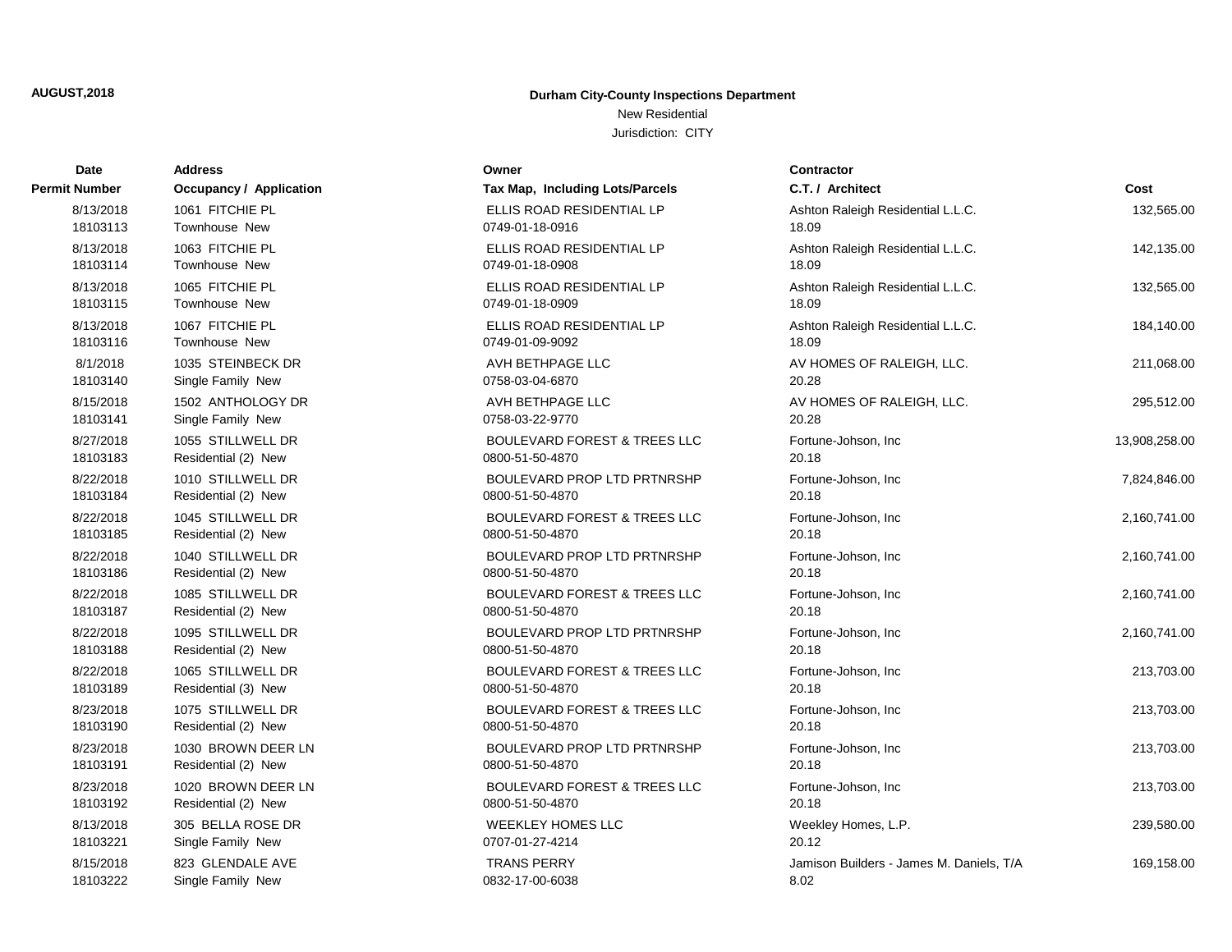**AUGUST,2018**

**Durham City-County Inspections Department**

New Residential

Jurisdiction: CITY

| Date<br>Permit Number | Address<br>Occupancy / Application | Owner<br>Tax Map, Including Lots/Parcels | Contractor<br>C.T. / Architect | Cost |
|---|---|---|---|---|
| 8/13/2018<br>18103113 | 1061 FITCHIE PL<br>Townhouse New | ELLIS ROAD RESIDENTIAL LP<br>0749-01-18-0916 | Ashton Raleigh Residential L.L.C.<br>18.09 | 132,565.00 |
| 8/13/2018<br>18103114 | 1063 FITCHIE PL<br>Townhouse New | ELLIS ROAD RESIDENTIAL LP<br>0749-01-18-0908 | Ashton Raleigh Residential L.L.C.<br>18.09 | 142,135.00 |
| 8/13/2018<br>18103115 | 1065 FITCHIE PL<br>Townhouse New | ELLIS ROAD RESIDENTIAL LP<br>0749-01-18-0909 | Ashton Raleigh Residential L.L.C.<br>18.09 | 132,565.00 |
| 8/13/2018<br>18103116 | 1067 FITCHIE PL<br>Townhouse New | ELLIS ROAD RESIDENTIAL LP<br>0749-01-09-9092 | Ashton Raleigh Residential L.L.C.<br>18.09 | 184,140.00 |
| 8/1/2018<br>18103140 | 1035 STEINBECK DR<br>Single Family New | AVH BETHPAGE LLC<br>0758-03-04-6870 | AV HOMES OF RALEIGH, LLC.<br>20.28 | 211,068.00 |
| 8/15/2018<br>18103141 | 1502 ANTHOLOGY DR<br>Single Family New | AVH BETHPAGE LLC<br>0758-03-22-9770 | AV HOMES OF RALEIGH, LLC.<br>20.28 | 295,512.00 |
| 8/27/2018<br>18103183 | 1055 STILLWELL DR<br>Residential (2) New | BOULEVARD FOREST & TREES LLC<br>0800-51-50-4870 | Fortune-Johson, Inc<br>20.18 | 13,908,258.00 |
| 8/22/2018<br>18103184 | 1010 STILLWELL DR<br>Residential (2) New | BOULEVARD PROP LTD PRTNRSHP<br>0800-51-50-4870 | Fortune-Johson, Inc<br>20.18 | 7,824,846.00 |
| 8/22/2018<br>18103185 | 1045 STILLWELL DR<br>Residential (2) New | BOULEVARD FOREST & TREES LLC<br>0800-51-50-4870 | Fortune-Johson, Inc<br>20.18 | 2,160,741.00 |
| 8/22/2018<br>18103186 | 1040 STILLWELL DR<br>Residential (2) New | BOULEVARD PROP LTD PRTNRSHP<br>0800-51-50-4870 | Fortune-Johson, Inc<br>20.18 | 2,160,741.00 |
| 8/22/2018<br>18103187 | 1085 STILLWELL DR<br>Residential (2) New | BOULEVARD FOREST & TREES LLC<br>0800-51-50-4870 | Fortune-Johson, Inc<br>20.18 | 2,160,741.00 |
| 8/22/2018<br>18103188 | 1095 STILLWELL DR<br>Residential (2) New | BOULEVARD PROP LTD PRTNRSHP<br>0800-51-50-4870 | Fortune-Johson, Inc<br>20.18 | 2,160,741.00 |
| 8/22/2018<br>18103189 | 1065 STILLWELL DR<br>Residential (3) New | BOULEVARD FOREST & TREES LLC<br>0800-51-50-4870 | Fortune-Johson, Inc<br>20.18 | 213,703.00 |
| 8/23/2018<br>18103190 | 1075 STILLWELL DR<br>Residential (2) New | BOULEVARD FOREST & TREES LLC<br>0800-51-50-4870 | Fortune-Johson, Inc<br>20.18 | 213,703.00 |
| 8/23/2018<br>18103191 | 1030 BROWN DEER LN<br>Residential (2) New | BOULEVARD PROP LTD PRTNRSHP<br>0800-51-50-4870 | Fortune-Johson, Inc<br>20.18 | 213,703.00 |
| 8/23/2018<br>18103192 | 1020 BROWN DEER LN<br>Residential (2) New | BOULEVARD FOREST & TREES LLC<br>0800-51-50-4870 | Fortune-Johson, Inc<br>20.18 | 213,703.00 |
| 8/13/2018<br>18103221 | 305 BELLA ROSE DR<br>Single Family New | WEEKLEY HOMES LLC<br>0707-01-27-4214 | Weekley Homes, L.P.<br>20.12 | 239,580.00 |
| 8/15/2018<br>18103222 | 823 GLENDALE AVE<br>Single Family New | TRANS PERRY<br>0832-17-00-6038 | Jamison Builders - James M. Daniels, T/A<br>8.02 | 169,158.00 |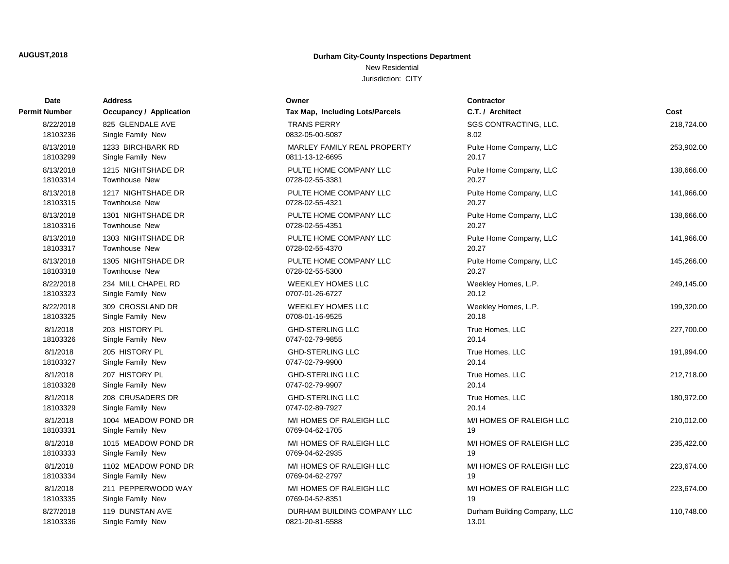**AUGUST,2018**

**Durham City-County Inspections Department**

New Residential

Jurisdiction: CITY

| Date / Permit Number | Address / Occupancy / Application | Owner / Tax Map, Including Lots/Parcels | Contractor / C.T. / Architect | Cost |
|---|---|---|---|---|
| 8/22/2018<br>18103236 | 825 GLENDALE AVE<br>Single Family New | TRANS PERRY<br>0832-05-00-5087 | SGS CONTRACTING, LLC.<br>8.02 | 218,724.00 |
| 8/13/2018<br>18103299 | 1233 BIRCHBARK RD<br>Single Family New | MARLEY FAMILY REAL PROPERTY<br>0811-13-12-6695 | Pulte Home Company, LLC<br>20.17 | 253,902.00 |
| 8/13/2018<br>18103314 | 1215 NIGHTSHADE DR<br>Townhouse New | PULTE HOME COMPANY LLC<br>0728-02-55-3381 | Pulte Home Company, LLC<br>20.27 | 138,666.00 |
| 8/13/2018<br>18103315 | 1217 NIGHTSHADE DR<br>Townhouse New | PULTE HOME COMPANY LLC<br>0728-02-55-4321 | Pulte Home Company, LLC<br>20.27 | 141,966.00 |
| 8/13/2018<br>18103316 | 1301 NIGHTSHADE DR<br>Townhouse New | PULTE HOME COMPANY LLC<br>0728-02-55-4351 | Pulte Home Company, LLC<br>20.27 | 138,666.00 |
| 8/13/2018<br>18103317 | 1303 NIGHTSHADE DR<br>Townhouse New | PULTE HOME COMPANY LLC<br>0728-02-55-4370 | Pulte Home Company, LLC<br>20.27 | 141,966.00 |
| 8/13/2018<br>18103318 | 1305 NIGHTSHADE DR<br>Townhouse New | PULTE HOME COMPANY LLC<br>0728-02-55-5300 | Pulte Home Company, LLC<br>20.27 | 145,266.00 |
| 8/22/2018<br>18103323 | 234 MILL CHAPEL RD<br>Single Family New | WEEKLEY HOMES LLC<br>0707-01-26-6727 | Weekley Homes, L.P.<br>20.12 | 249,145.00 |
| 8/22/2018<br>18103325 | 309 CROSSLAND DR<br>Single Family New | WEEKLEY HOMES LLC<br>0708-01-16-9525 | Weekley Homes, L.P.<br>20.18 | 199,320.00 |
| 8/1/2018<br>18103326 | 203 HISTORY PL<br>Single Family New | GHD-STERLING LLC<br>0747-02-79-9855 | True Homes, LLC<br>20.14 | 227,700.00 |
| 8/1/2018<br>18103327 | 205 HISTORY PL<br>Single Family New | GHD-STERLING LLC<br>0747-02-79-9900 | True Homes, LLC<br>20.14 | 191,994.00 |
| 8/1/2018<br>18103328 | 207 HISTORY PL<br>Single Family New | GHD-STERLING LLC<br>0747-02-79-9907 | True Homes, LLC<br>20.14 | 212,718.00 |
| 8/1/2018<br>18103329 | 208 CRUSADERS DR<br>Single Family New | GHD-STERLING LLC<br>0747-02-89-7927 | True Homes, LLC<br>20.14 | 180,972.00 |
| 8/1/2018<br>18103331 | 1004 MEADOW POND DR<br>Single Family New | M/I HOMES OF RALEIGH LLC<br>0769-04-62-1705 | M/I HOMES OF RALEIGH LLC<br>19 | 210,012.00 |
| 8/1/2018<br>18103333 | 1015 MEADOW POND DR<br>Single Family New | M/I HOMES OF RALEIGH LLC<br>0769-04-62-2935 | M/I HOMES OF RALEIGH LLC<br>19 | 235,422.00 |
| 8/1/2018<br>18103334 | 1102 MEADOW POND DR<br>Single Family New | M/I HOMES OF RALEIGH LLC<br>0769-04-62-2797 | M/I HOMES OF RALEIGH LLC<br>19 | 223,674.00 |
| 8/1/2018<br>18103335 | 211 PEPPERWOOD WAY<br>Single Family New | M/I HOMES OF RALEIGH LLC<br>0769-04-52-8351 | M/I HOMES OF RALEIGH LLC<br>19 | 223,674.00 |
| 8/27/2018<br>18103336 | 119 DUNSTAN AVE<br>Single Family New | DURHAM BUILDING COMPANY LLC<br>0821-20-81-5588 | Durham Building Company, LLC<br>13.01 | 110,748.00 |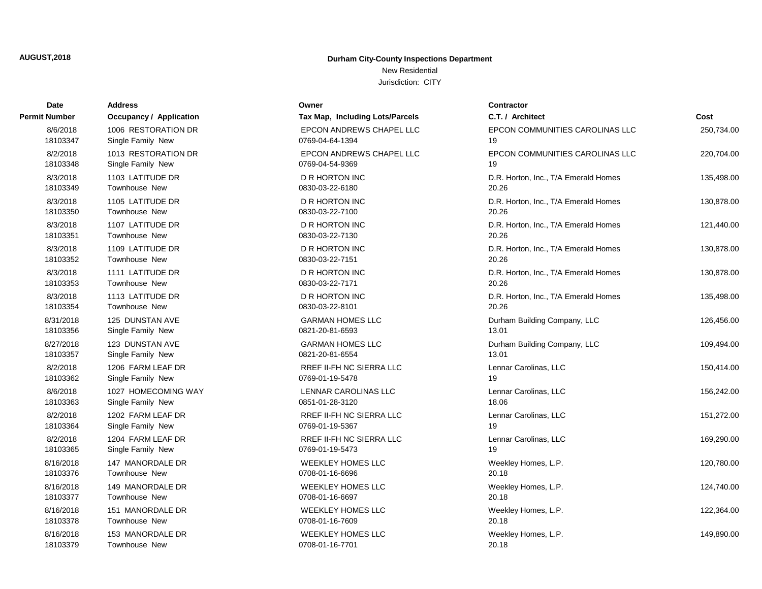**AUGUST,2018**

**Durham City-County Inspections Department**

New Residential

Jurisdiction: CITY

| Date<br>Permit Number | Address<br>Occupancy / Application | Owner<br>Tax Map, Including Lots/Parcels | Contractor<br>C.T. / Architect | Cost |
|---|---|---|---|---|
| 8/6/2018<br>18103347 | 1006 RESTORATION DR<br>Single Family New | EPCON ANDREWS CHAPEL LLC<br>0769-04-64-1394 | EPCON COMMUNITIES CAROLINAS LLC<br>19 | 250,734.00 |
| 8/2/2018<br>18103348 | 1013 RESTORATION DR<br>Single Family New | EPCON ANDREWS CHAPEL LLC<br>0769-04-54-9369 | EPCON COMMUNITIES CAROLINAS LLC<br>19 | 220,704.00 |
| 8/3/2018<br>18103349 | 1103 LATITUDE DR<br>Townhouse New | D R HORTON INC<br>0830-03-22-6180 | D.R. Horton, Inc., T/A Emerald Homes<br>20.26 | 135,498.00 |
| 8/3/2018<br>18103350 | 1105 LATITUDE DR<br>Townhouse New | D R HORTON INC<br>0830-03-22-7100 | D.R. Horton, Inc., T/A Emerald Homes<br>20.26 | 130,878.00 |
| 8/3/2018<br>18103351 | 1107 LATITUDE DR<br>Townhouse New | D R HORTON INC<br>0830-03-22-7130 | D.R. Horton, Inc., T/A Emerald Homes<br>20.26 | 121,440.00 |
| 8/3/2018<br>18103352 | 1109 LATITUDE DR<br>Townhouse New | D R HORTON INC<br>0830-03-22-7151 | D.R. Horton, Inc., T/A Emerald Homes<br>20.26 | 130,878.00 |
| 8/3/2018<br>18103353 | 1111 LATITUDE DR<br>Townhouse New | D R HORTON INC<br>0830-03-22-7171 | D.R. Horton, Inc., T/A Emerald Homes<br>20.26 | 130,878.00 |
| 8/3/2018<br>18103354 | 1113 LATITUDE DR<br>Townhouse New | D R HORTON INC<br>0830-03-22-8101 | D.R. Horton, Inc., T/A Emerald Homes<br>20.26 | 135,498.00 |
| 8/31/2018<br>18103356 | 125 DUNSTAN AVE<br>Single Family New | GARMAN HOMES LLC<br>0821-20-81-6593 | Durham Building Company, LLC<br>13.01 | 126,456.00 |
| 8/27/2018<br>18103357 | 123 DUNSTAN AVE<br>Single Family New | GARMAN HOMES LLC<br>0821-20-81-6554 | Durham Building Company, LLC<br>13.01 | 109,494.00 |
| 8/2/2018<br>18103362 | 1206 FARM LEAF DR<br>Single Family New | RREF II-FH NC SIERRA LLC<br>0769-01-19-5478 | Lennar Carolinas, LLC<br>19 | 150,414.00 |
| 8/6/2018<br>18103363 | 1027 HOMECOMING WAY<br>Single Family New | LENNAR CAROLINAS LLC<br>0851-01-28-3120 | Lennar Carolinas, LLC<br>18.06 | 156,242.00 |
| 8/2/2018<br>18103364 | 1202 FARM LEAF DR<br>Single Family New | RREF II-FH NC SIERRA LLC<br>0769-01-19-5367 | Lennar Carolinas, LLC<br>19 | 151,272.00 |
| 8/2/2018<br>18103365 | 1204 FARM LEAF DR<br>Single Family New | RREF II-FH NC SIERRA LLC<br>0769-01-19-5473 | Lennar Carolinas, LLC<br>19 | 169,290.00 |
| 8/16/2018<br>18103376 | 147 MANORDALE DR<br>Townhouse New | WEEKLEY HOMES LLC<br>0708-01-16-6696 | Weekley Homes, L.P.<br>20.18 | 120,780.00 |
| 8/16/2018<br>18103377 | 149 MANORDALE DR<br>Townhouse New | WEEKLEY HOMES LLC<br>0708-01-16-6697 | Weekley Homes, L.P.<br>20.18 | 124,740.00 |
| 8/16/2018<br>18103378 | 151 MANORDALE DR<br>Townhouse New | WEEKLEY HOMES LLC<br>0708-01-16-7609 | Weekley Homes, L.P.<br>20.18 | 122,364.00 |
| 8/16/2018<br>18103379 | 153 MANORDALE DR<br>Townhouse New | WEEKLEY HOMES LLC<br>0708-01-16-7701 | Weekley Homes, L.P.<br>20.18 | 149,890.00 |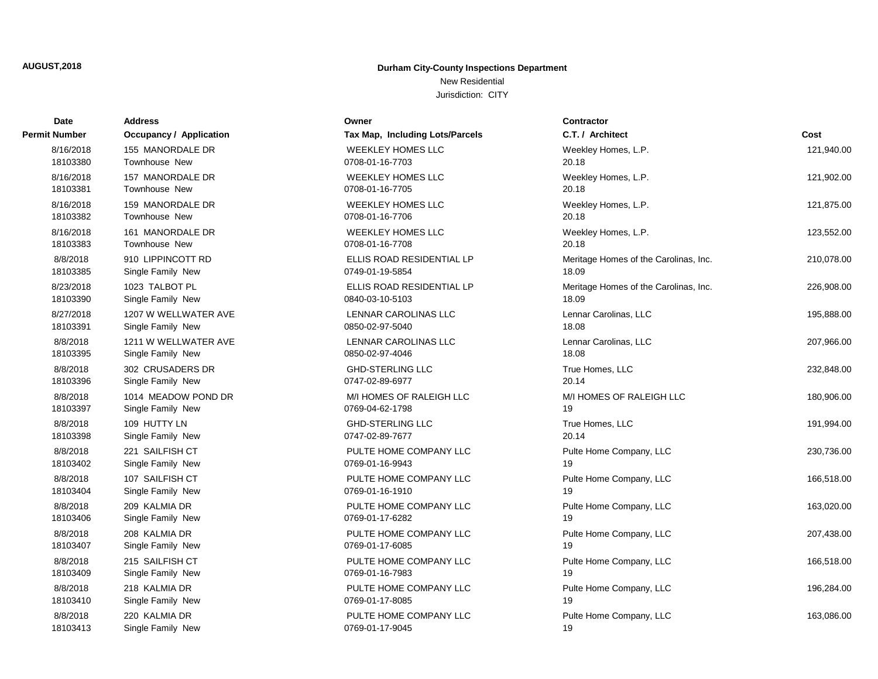AUGUST,2018

**Durham City-County Inspections Department**

New Residential

Jurisdiction: CITY

| Date<br>Permit Number | Address<br>Occupancy / Application | Owner<br>Tax Map, Including Lots/Parcels | Contractor<br>C.T. / Architect | Cost |
|---|---|---|---|---|
| 8/16/2018<br>18103380 | 155 MANORDALE DR<br>Townhouse New | WEEKLEY HOMES LLC<br>0708-01-16-7703 | Weekley Homes, L.P.<br>20.18 | 121,940.00 |
| 8/16/2018<br>18103381 | 157 MANORDALE DR<br>Townhouse New | WEEKLEY HOMES LLC<br>0708-01-16-7705 | Weekley Homes, L.P.<br>20.18 | 121,902.00 |
| 8/16/2018<br>18103382 | 159 MANORDALE DR<br>Townhouse New | WEEKLEY HOMES LLC<br>0708-01-16-7706 | Weekley Homes, L.P.<br>20.18 | 121,875.00 |
| 8/16/2018<br>18103383 | 161 MANORDALE DR<br>Townhouse New | WEEKLEY HOMES LLC<br>0708-01-16-7708 | Weekley Homes, L.P.<br>20.18 | 123,552.00 |
| 8/8/2018<br>18103385 | 910 LIPPINCOTT RD<br>Single Family New | ELLIS ROAD RESIDENTIAL LP<br>0749-01-19-5854 | Meritage Homes of the Carolinas, Inc.<br>18.09 | 210,078.00 |
| 8/23/2018<br>18103390 | 1023 TALBOT PL<br>Single Family New | ELLIS ROAD RESIDENTIAL LP<br>0840-03-10-5103 | Meritage Homes of the Carolinas, Inc.<br>18.09 | 226,908.00 |
| 8/27/2018<br>18103391 | 1207 W WELLWATER AVE<br>Single Family New | LENNAR CAROLINAS LLC<br>0850-02-97-5040 | Lennar Carolinas, LLC<br>18.08 | 195,888.00 |
| 8/8/2018<br>18103395 | 1211 W WELLWATER AVE<br>Single Family New | LENNAR CAROLINAS LLC<br>0850-02-97-4046 | Lennar Carolinas, LLC<br>18.08 | 207,966.00 |
| 8/8/2018<br>18103396 | 302 CRUSADERS DR<br>Single Family New | GHD-STERLING LLC<br>0747-02-89-6977 | True Homes, LLC<br>20.14 | 232,848.00 |
| 8/8/2018<br>18103397 | 1014 MEADOW POND DR<br>Single Family New | M/I HOMES OF RALEIGH LLC<br>0769-04-62-1798 | M/I HOMES OF RALEIGH LLC<br>19 | 180,906.00 |
| 8/8/2018<br>18103398 | 109 HUTTY LN<br>Single Family New | GHD-STERLING LLC<br>0747-02-89-7677 | True Homes, LLC<br>20.14 | 191,994.00 |
| 8/8/2018<br>18103402 | 221 SAILFISH CT<br>Single Family New | PULTE HOME COMPANY LLC<br>0769-01-16-9943 | Pulte Home Company, LLC<br>19 | 230,736.00 |
| 8/8/2018<br>18103404 | 107 SAILFISH CT<br>Single Family New | PULTE HOME COMPANY LLC<br>0769-01-16-1910 | Pulte Home Company, LLC<br>19 | 166,518.00 |
| 8/8/2018<br>18103406 | 209 KALMIA DR<br>Single Family New | PULTE HOME COMPANY LLC<br>0769-01-17-6282 | Pulte Home Company, LLC<br>19 | 163,020.00 |
| 8/8/2018<br>18103407 | 208 KALMIA DR<br>Single Family New | PULTE HOME COMPANY LLC<br>0769-01-17-6085 | Pulte Home Company, LLC<br>19 | 207,438.00 |
| 8/8/2018<br>18103409 | 215 SAILFISH CT<br>Single Family New | PULTE HOME COMPANY LLC<br>0769-01-16-7983 | Pulte Home Company, LLC<br>19 | 166,518.00 |
| 8/8/2018<br>18103410 | 218 KALMIA DR<br>Single Family New | PULTE HOME COMPANY LLC<br>0769-01-17-8085 | Pulte Home Company, LLC<br>19 | 196,284.00 |
| 8/8/2018<br>18103413 | 220 KALMIA DR<br>Single Family New | PULTE HOME COMPANY LLC<br>0769-01-17-9045 | Pulte Home Company, LLC<br>19 | 163,086.00 |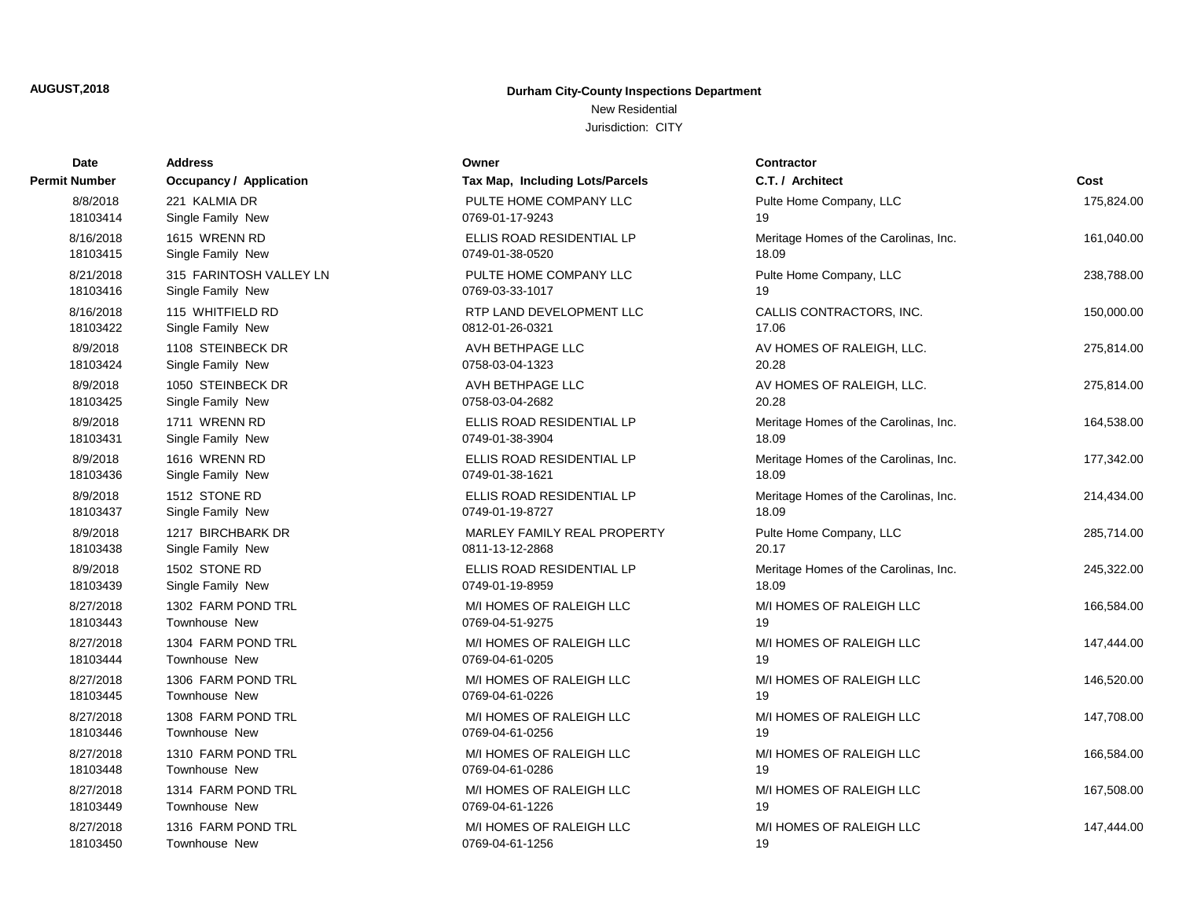**AUGUST,2018**

**Durham City-County Inspections Department**

New Residential

Jurisdiction: CITY

| Date<br>Permit Number | Address<br>Occupancy / Application | Owner<br>Tax Map, Including Lots/Parcels | Contractor<br>C.T. / Architect | Cost |
|---|---|---|---|---|
| 8/8/2018<br>18103414 | 221 KALMIA DR<br>Single Family New | PULTE HOME COMPANY LLC<br>0769-01-17-9243 | Pulte Home Company, LLC<br>19 | 175,824.00 |
| 8/16/2018<br>18103415 | 1615 WRENN RD<br>Single Family New | ELLIS ROAD RESIDENTIAL LP<br>0749-01-38-0520 | Meritage Homes of the Carolinas, Inc.<br>18.09 | 161,040.00 |
| 8/21/2018<br>18103416 | 315 FARINTOSH VALLEY LN<br>Single Family New | PULTE HOME COMPANY LLC<br>0769-03-33-1017 | Pulte Home Company, LLC<br>19 | 238,788.00 |
| 8/16/2018<br>18103422 | 115 WHITFIELD RD<br>Single Family New | RTP LAND DEVELOPMENT LLC<br>0812-01-26-0321 | CALLIS CONTRACTORS, INC.<br>17.06 | 150,000.00 |
| 8/9/2018<br>18103424 | 1108 STEINBECK DR<br>Single Family New | AVH BETHPAGE LLC<br>0758-03-04-1323 | AV HOMES OF RALEIGH, LLC.<br>20.28 | 275,814.00 |
| 8/9/2018<br>18103425 | 1050 STEINBECK DR<br>Single Family New | AVH BETHPAGE LLC<br>0758-03-04-2682 | AV HOMES OF RALEIGH, LLC.<br>20.28 | 275,814.00 |
| 8/9/2018<br>18103431 | 1711 WRENN RD<br>Single Family New | ELLIS ROAD RESIDENTIAL LP<br>0749-01-38-3904 | Meritage Homes of the Carolinas, Inc.<br>18.09 | 164,538.00 |
| 8/9/2018<br>18103436 | 1616 WRENN RD<br>Single Family New | ELLIS ROAD RESIDENTIAL LP<br>0749-01-38-1621 | Meritage Homes of the Carolinas, Inc.<br>18.09 | 177,342.00 |
| 8/9/2018<br>18103437 | 1512 STONE RD<br>Single Family New | ELLIS ROAD RESIDENTIAL LP<br>0749-01-19-8727 | Meritage Homes of the Carolinas, Inc.<br>18.09 | 214,434.00 |
| 8/9/2018<br>18103438 | 1217 BIRCHBARK DR<br>Single Family New | MARLEY FAMILY REAL PROPERTY<br>0811-13-12-2868 | Pulte Home Company, LLC<br>20.17 | 285,714.00 |
| 8/9/2018<br>18103439 | 1502 STONE RD<br>Single Family New | ELLIS ROAD RESIDENTIAL LP<br>0749-01-19-8959 | Meritage Homes of the Carolinas, Inc.<br>18.09 | 245,322.00 |
| 8/27/2018<br>18103443 | 1302 FARM POND TRL<br>Townhouse New | M/I HOMES OF RALEIGH LLC<br>0769-04-51-9275 | M/I HOMES OF RALEIGH LLC<br>19 | 166,584.00 |
| 8/27/2018<br>18103444 | 1304 FARM POND TRL<br>Townhouse New | M/I HOMES OF RALEIGH LLC<br>0769-04-61-0205 | M/I HOMES OF RALEIGH LLC<br>19 | 147,444.00 |
| 8/27/2018<br>18103445 | 1306 FARM POND TRL<br>Townhouse New | M/I HOMES OF RALEIGH LLC<br>0769-04-61-0226 | M/I HOMES OF RALEIGH LLC<br>19 | 146,520.00 |
| 8/27/2018<br>18103446 | 1308 FARM POND TRL<br>Townhouse New | M/I HOMES OF RALEIGH LLC<br>0769-04-61-0256 | M/I HOMES OF RALEIGH LLC<br>19 | 147,708.00 |
| 8/27/2018<br>18103448 | 1310 FARM POND TRL<br>Townhouse New | M/I HOMES OF RALEIGH LLC<br>0769-04-61-0286 | M/I HOMES OF RALEIGH LLC<br>19 | 166,584.00 |
| 8/27/2018<br>18103449 | 1314 FARM POND TRL<br>Townhouse New | M/I HOMES OF RALEIGH LLC<br>0769-04-61-1226 | M/I HOMES OF RALEIGH LLC<br>19 | 167,508.00 |
| 8/27/2018<br>18103450 | 1316 FARM POND TRL<br>Townhouse New | M/I HOMES OF RALEIGH LLC<br>0769-04-61-1256 | M/I HOMES OF RALEIGH LLC<br>19 | 147,444.00 |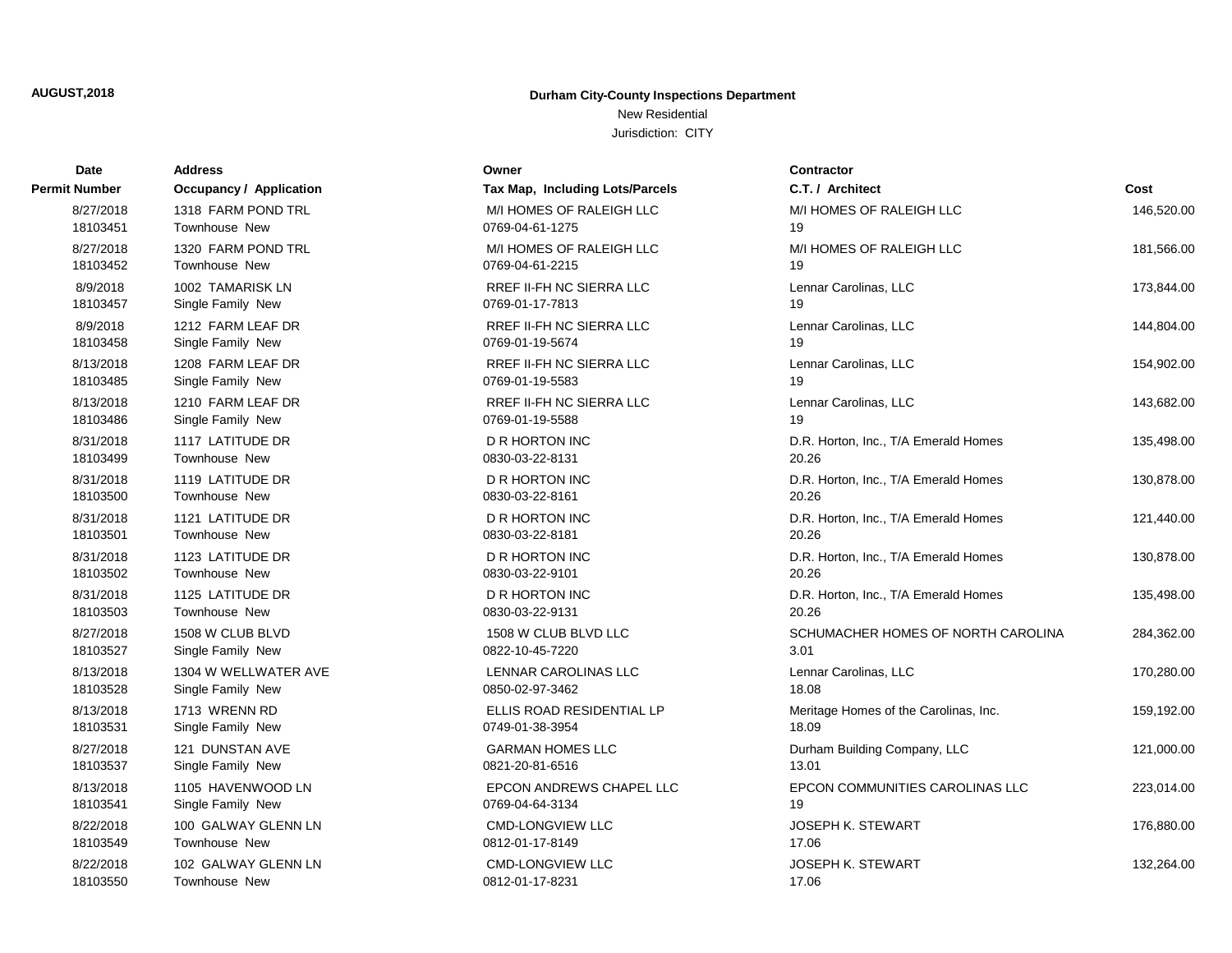AUGUST,2018

**Durham City-County Inspections Department**

New Residential

Jurisdiction: CITY

| Date / Permit Number | Address / Occupancy / Application | Owner / Tax Map, Including Lots/Parcels | Contractor / C.T. / Architect | Cost |
|---|---|---|---|---|
| 8/27/2018<br>18103451 | 1318 FARM POND TRL<br>Townhouse New | M/I HOMES OF RALEIGH LLC<br>0769-04-61-1275 | M/I HOMES OF RALEIGH LLC<br>19 | 146,520.00 |
| 8/27/2018<br>18103452 | 1320 FARM POND TRL<br>Townhouse New | M/I HOMES OF RALEIGH LLC<br>0769-04-61-2215 | M/I HOMES OF RALEIGH LLC<br>19 | 181,566.00 |
| 8/9/2018<br>18103457 | 1002 TAMARISK LN<br>Single Family New | RREF II-FH NC SIERRA LLC<br>0769-01-17-7813 | Lennar Carolinas, LLC<br>19 | 173,844.00 |
| 8/9/2018<br>18103458 | 1212 FARM LEAF DR<br>Single Family New | RREF II-FH NC SIERRA LLC<br>0769-01-19-5674 | Lennar Carolinas, LLC<br>19 | 144,804.00 |
| 8/13/2018<br>18103485 | 1208 FARM LEAF DR<br>Single Family New | RREF II-FH NC SIERRA LLC<br>0769-01-19-5583 | Lennar Carolinas, LLC<br>19 | 154,902.00 |
| 8/13/2018<br>18103486 | 1210 FARM LEAF DR<br>Single Family New | RREF II-FH NC SIERRA LLC<br>0769-01-19-5588 | Lennar Carolinas, LLC<br>19 | 143,682.00 |
| 8/31/2018<br>18103499 | 1117 LATITUDE DR<br>Townhouse New | D R HORTON INC<br>0830-03-22-8131 | D.R. Horton, Inc., T/A Emerald Homes<br>20.26 | 135,498.00 |
| 8/31/2018<br>18103500 | 1119 LATITUDE DR<br>Townhouse New | D R HORTON INC<br>0830-03-22-8161 | D.R. Horton, Inc., T/A Emerald Homes<br>20.26 | 130,878.00 |
| 8/31/2018<br>18103501 | 1121 LATITUDE DR<br>Townhouse New | D R HORTON INC<br>0830-03-22-8181 | D.R. Horton, Inc., T/A Emerald Homes<br>20.26 | 121,440.00 |
| 8/31/2018<br>18103502 | 1123 LATITUDE DR<br>Townhouse New | D R HORTON INC<br>0830-03-22-9101 | D.R. Horton, Inc., T/A Emerald Homes<br>20.26 | 130,878.00 |
| 8/31/2018<br>18103503 | 1125 LATITUDE DR<br>Townhouse New | D R HORTON INC<br>0830-03-22-9131 | D.R. Horton, Inc., T/A Emerald Homes<br>20.26 | 135,498.00 |
| 8/27/2018<br>18103527 | 1508 W CLUB BLVD<br>Single Family New | 1508 W CLUB BLVD LLC<br>0822-10-45-7220 | SCHUMACHER HOMES OF NORTH CAROLINA<br>3.01 | 284,362.00 |
| 8/13/2018<br>18103528 | 1304 W WELLWATER AVE<br>Single Family New | LENNAR CAROLINAS LLC<br>0850-02-97-3462 | Lennar Carolinas, LLC<br>18.08 | 170,280.00 |
| 8/13/2018<br>18103531 | 1713 WRENN RD<br>Single Family New | ELLIS ROAD RESIDENTIAL LP<br>0749-01-38-3954 | Meritage Homes of the Carolinas, Inc.<br>18.09 | 159,192.00 |
| 8/27/2018<br>18103537 | 121 DUNSTAN AVE<br>Single Family New | GARMAN HOMES LLC<br>0821-20-81-6516 | Durham Building Company, LLC<br>13.01 | 121,000.00 |
| 8/13/2018<br>18103541 | 1105 HAVENWOOD LN<br>Single Family New | EPCON ANDREWS CHAPEL LLC<br>0769-04-64-3134 | EPCON COMMUNITIES CAROLINAS LLC<br>19 | 223,014.00 |
| 8/22/2018<br>18103549 | 100 GALWAY GLENN LN<br>Townhouse New | CMD-LONGVIEW LLC<br>0812-01-17-8149 | JOSEPH K. STEWART<br>17.06 | 176,880.00 |
| 8/22/2018<br>18103550 | 102 GALWAY GLENN LN<br>Townhouse New | CMD-LONGVIEW LLC<br>0812-01-17-8231 | JOSEPH K. STEWART<br>17.06 | 132,264.00 |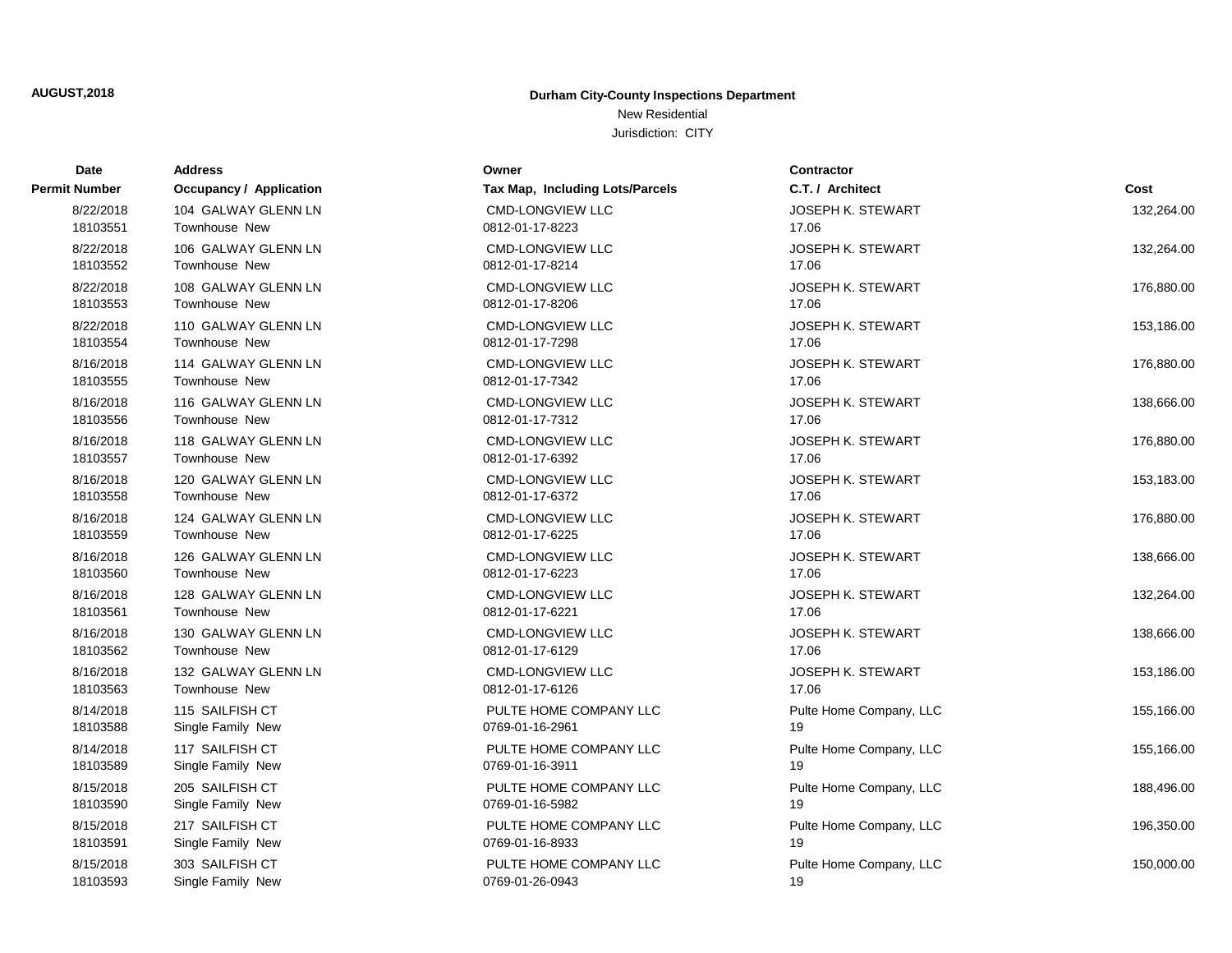AUGUST,2018

**Durham City-County Inspections Department**

New Residential

Jurisdiction: CITY

| Date<br>Permit Number | Address<br>Occupancy / Application | Owner<br>Tax Map, Including Lots/Parcels | Contractor<br>C.T. / Architect | Cost |
|---|---|---|---|---|
| 8/22/2018<br>18103551 | 104 GALWAY GLENN LN<br>Townhouse New | CMD-LONGVIEW LLC<br>0812-01-17-8223 | JOSEPH K. STEWART<br>17.06 | 132,264.00 |
| 8/22/2018<br>18103552 | 106 GALWAY GLENN LN<br>Townhouse New | CMD-LONGVIEW LLC<br>0812-01-17-8214 | JOSEPH K. STEWART<br>17.06 | 132,264.00 |
| 8/22/2018<br>18103553 | 108 GALWAY GLENN LN<br>Townhouse New | CMD-LONGVIEW LLC<br>0812-01-17-8206 | JOSEPH K. STEWART<br>17.06 | 176,880.00 |
| 8/22/2018<br>18103554 | 110 GALWAY GLENN LN<br>Townhouse New | CMD-LONGVIEW LLC<br>0812-01-17-7298 | JOSEPH K. STEWART<br>17.06 | 153,186.00 |
| 8/16/2018<br>18103555 | 114 GALWAY GLENN LN<br>Townhouse New | CMD-LONGVIEW LLC<br>0812-01-17-7342 | JOSEPH K. STEWART<br>17.06 | 176,880.00 |
| 8/16/2018<br>18103556 | 116 GALWAY GLENN LN<br>Townhouse New | CMD-LONGVIEW LLC<br>0812-01-17-7312 | JOSEPH K. STEWART<br>17.06 | 138,666.00 |
| 8/16/2018<br>18103557 | 118 GALWAY GLENN LN<br>Townhouse New | CMD-LONGVIEW LLC<br>0812-01-17-6392 | JOSEPH K. STEWART<br>17.06 | 176,880.00 |
| 8/16/2018<br>18103558 | 120 GALWAY GLENN LN<br>Townhouse New | CMD-LONGVIEW LLC<br>0812-01-17-6372 | JOSEPH K. STEWART<br>17.06 | 153,183.00 |
| 8/16/2018<br>18103559 | 124 GALWAY GLENN LN<br>Townhouse New | CMD-LONGVIEW LLC<br>0812-01-17-6225 | JOSEPH K. STEWART<br>17.06 | 176,880.00 |
| 8/16/2018<br>18103560 | 126 GALWAY GLENN LN<br>Townhouse New | CMD-LONGVIEW LLC<br>0812-01-17-6223 | JOSEPH K. STEWART<br>17.06 | 138,666.00 |
| 8/16/2018<br>18103561 | 128 GALWAY GLENN LN<br>Townhouse New | CMD-LONGVIEW LLC<br>0812-01-17-6221 | JOSEPH K. STEWART<br>17.06 | 132,264.00 |
| 8/16/2018<br>18103562 | 130 GALWAY GLENN LN<br>Townhouse New | CMD-LONGVIEW LLC<br>0812-01-17-6129 | JOSEPH K. STEWART<br>17.06 | 138,666.00 |
| 8/16/2018<br>18103563 | 132 GALWAY GLENN LN<br>Townhouse New | CMD-LONGVIEW LLC<br>0812-01-17-6126 | JOSEPH K. STEWART<br>17.06 | 153,186.00 |
| 8/14/2018<br>18103588 | 115 SAILFISH CT<br>Single Family New | PULTE HOME COMPANY LLC<br>0769-01-16-2961 | Pulte Home Company, LLC<br>19 | 155,166.00 |
| 8/14/2018<br>18103589 | 117 SAILFISH CT<br>Single Family New | PULTE HOME COMPANY LLC<br>0769-01-16-3911 | Pulte Home Company, LLC<br>19 | 155,166.00 |
| 8/15/2018<br>18103590 | 205 SAILFISH CT<br>Single Family New | PULTE HOME COMPANY LLC<br>0769-01-16-5982 | Pulte Home Company, LLC<br>19 | 188,496.00 |
| 8/15/2018<br>18103591 | 217 SAILFISH CT<br>Single Family New | PULTE HOME COMPANY LLC<br>0769-01-16-8933 | Pulte Home Company, LLC<br>19 | 196,350.00 |
| 8/15/2018<br>18103593 | 303 SAILFISH CT<br>Single Family New | PULTE HOME COMPANY LLC<br>0769-01-26-0943 | Pulte Home Company, LLC<br>19 | 150,000.00 |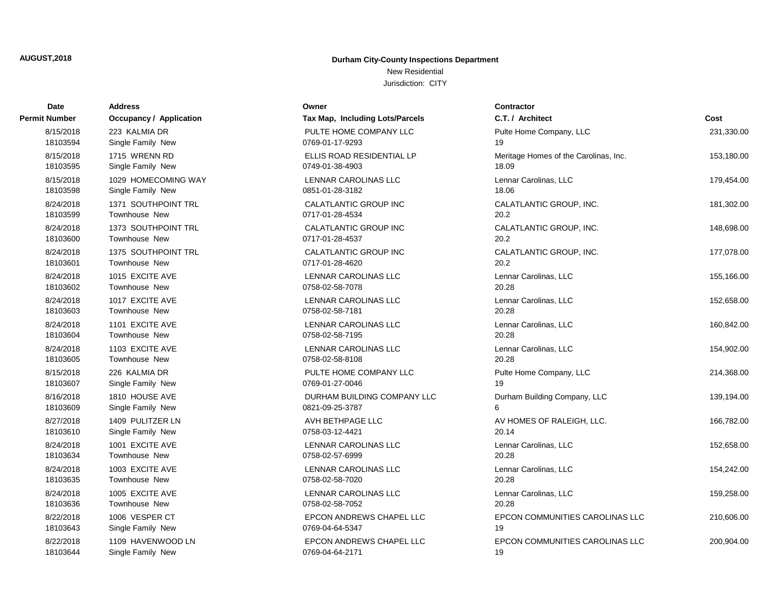AUGUST,2018

**Durham City-County Inspections Department**

New Residential

Jurisdiction: CITY

| Date<br>Permit Number | Address<br>Occupancy / Application | Owner<br>Tax Map, Including Lots/Parcels | Contractor<br>C.T. / Architect | Cost |
|---|---|---|---|---|
| 8/15/2018<br>18103594 | 223 KALMIA DR<br>Single Family New | PULTE HOME COMPANY LLC<br>0769-01-17-9293 | Pulte Home Company, LLC<br>19 | 231,330.00 |
| 8/15/2018<br>18103595 | 1715 WRENN RD<br>Single Family New | ELLIS ROAD RESIDENTIAL LP<br>0749-01-38-4903 | Meritage Homes of the Carolinas, Inc.<br>18.09 | 153,180.00 |
| 8/15/2018<br>18103598 | 1029 HOMECOMING WAY<br>Single Family New | LENNAR CAROLINAS LLC<br>0851-01-28-3182 | Lennar Carolinas, LLC<br>18.06 | 179,454.00 |
| 8/24/2018<br>18103599 | 1371 SOUTHPOINT TRL<br>Townhouse New | CALATLANTIC GROUP INC<br>0717-01-28-4534 | CALATLANTIC GROUP, INC.<br>20.2 | 181,302.00 |
| 8/24/2018<br>18103600 | 1373 SOUTHPOINT TRL<br>Townhouse New | CALATLANTIC GROUP INC<br>0717-01-28-4537 | CALATLANTIC GROUP, INC.<br>20.2 | 148,698.00 |
| 8/24/2018<br>18103601 | 1375 SOUTHPOINT TRL<br>Townhouse New | CALATLANTIC GROUP INC<br>0717-01-28-4620 | CALATLANTIC GROUP, INC.<br>20.2 | 177,078.00 |
| 8/24/2018<br>18103602 | 1015 EXCITE AVE<br>Townhouse New | LENNAR CAROLINAS LLC<br>0758-02-58-7078 | Lennar Carolinas, LLC<br>20.28 | 155,166.00 |
| 8/24/2018<br>18103603 | 1017 EXCITE AVE<br>Townhouse New | LENNAR CAROLINAS LLC<br>0758-02-58-7181 | Lennar Carolinas, LLC<br>20.28 | 152,658.00 |
| 8/24/2018<br>18103604 | 1101 EXCITE AVE<br>Townhouse New | LENNAR CAROLINAS LLC<br>0758-02-58-7195 | Lennar Carolinas, LLC<br>20.28 | 160,842.00 |
| 8/24/2018<br>18103605 | 1103 EXCITE AVE<br>Townhouse New | LENNAR CAROLINAS LLC<br>0758-02-58-8108 | Lennar Carolinas, LLC<br>20.28 | 154,902.00 |
| 8/15/2018<br>18103607 | 226 KALMIA DR<br>Single Family New | PULTE HOME COMPANY LLC<br>0769-01-27-0046 | Pulte Home Company, LLC<br>19 | 214,368.00 |
| 8/16/2018<br>18103609 | 1810 HOUSE AVE<br>Single Family New | DURHAM BUILDING COMPANY LLC<br>0821-09-25-3787 | Durham Building Company, LLC<br>6 | 139,194.00 |
| 8/27/2018<br>18103610 | 1409 PULITZER LN<br>Single Family New | AVH BETHPAGE LLC<br>0758-03-12-4421 | AV HOMES OF RALEIGH, LLC.<br>20.14 | 166,782.00 |
| 8/24/2018<br>18103634 | 1001 EXCITE AVE<br>Townhouse New | LENNAR CAROLINAS LLC<br>0758-02-57-6999 | Lennar Carolinas, LLC<br>20.28 | 152,658.00 |
| 8/24/2018<br>18103635 | 1003 EXCITE AVE<br>Townhouse New | LENNAR CAROLINAS LLC<br>0758-02-58-7020 | Lennar Carolinas, LLC<br>20.28 | 154,242.00 |
| 8/24/2018<br>18103636 | 1005 EXCITE AVE<br>Townhouse New | LENNAR CAROLINAS LLC<br>0758-02-58-7052 | Lennar Carolinas, LLC<br>20.28 | 159,258.00 |
| 8/22/2018<br>18103643 | 1006 VESPER CT<br>Single Family New | EPCON ANDREWS CHAPEL LLC<br>0769-04-64-5347 | EPCON COMMUNITIES CAROLINAS LLC<br>19 | 210,606.00 |
| 8/22/2018<br>18103644 | 1109 HAVENWOOD LN<br>Single Family New | EPCON ANDREWS CHAPEL LLC<br>0769-04-64-2171 | EPCON COMMUNITIES CAROLINAS LLC<br>19 | 200,904.00 |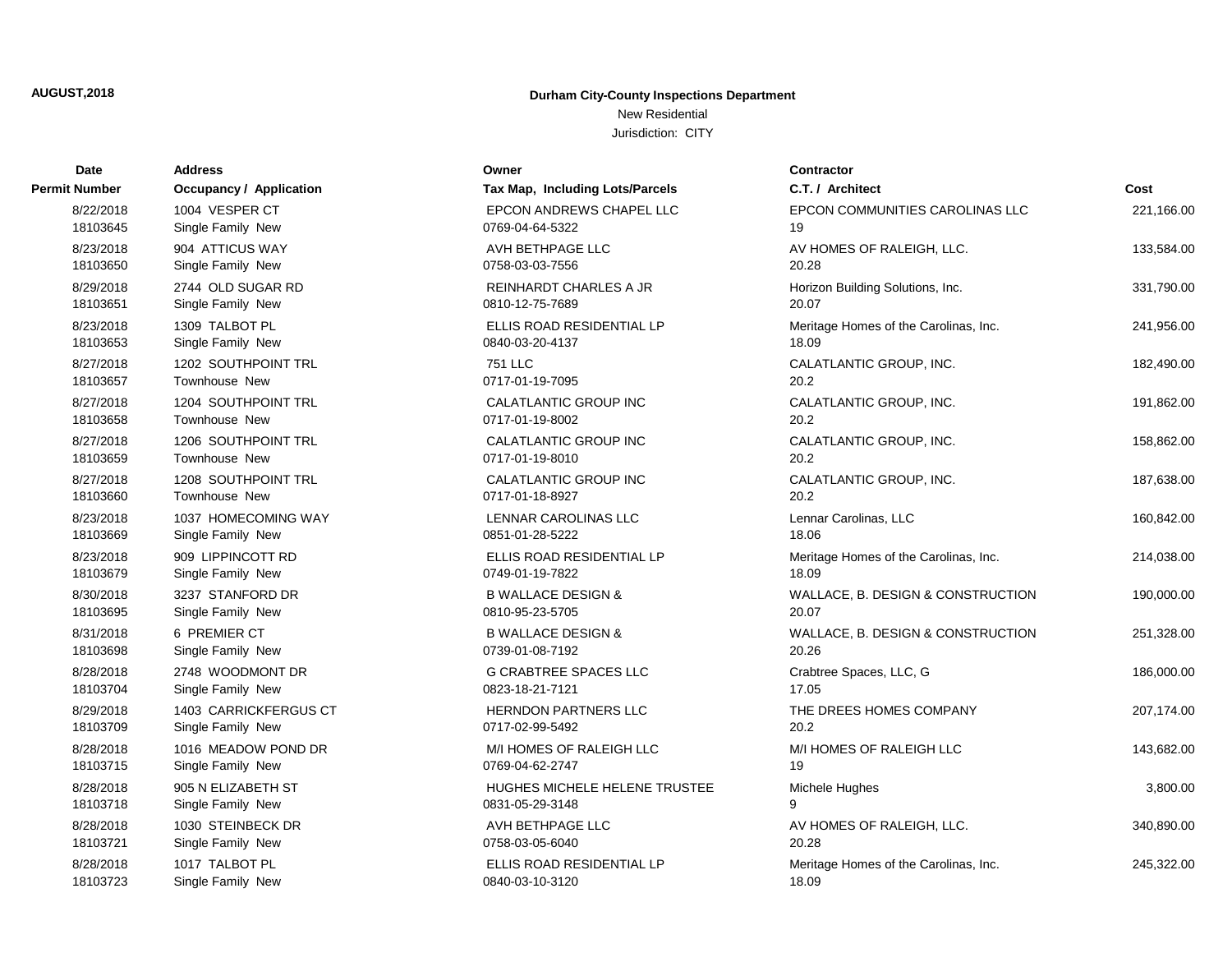**AUGUST,2018**

**Durham City-County Inspections Department**

New Residential

Jurisdiction: CITY

| Date / Permit Number | Address / Occupancy / Application | Owner / Tax Map, Including Lots/Parcels | Contractor / C.T. / Architect | Cost |
|---|---|---|---|---|
| 8/22/2018 18103645 | 1004 VESPER CT Single Family New | EPCON ANDREWS CHAPEL LLC 0769-04-64-5322 | EPCON COMMUNITIES CAROLINAS LLC 19 | 221,166.00 |
| 8/23/2018 18103650 | 904 ATTICUS WAY Single Family New | AVH BETHPAGE LLC 0758-03-03-7556 | AV HOMES OF RALEIGH, LLC. 20.28 | 133,584.00 |
| 8/29/2018 18103651 | 2744 OLD SUGAR RD Single Family New | REINHARDT CHARLES A JR 0810-12-75-7689 | Horizon Building Solutions, Inc. 20.07 | 331,790.00 |
| 8/23/2018 18103653 | 1309 TALBOT PL Single Family New | ELLIS ROAD RESIDENTIAL LP 0840-03-20-4137 | Meritage Homes of the Carolinas, Inc. 18.09 | 241,956.00 |
| 8/27/2018 18103657 | 1202 SOUTHPOINT TRL Townhouse New | 751 LLC 0717-01-19-7095 | CALATLANTIC GROUP, INC. 20.2 | 182,490.00 |
| 8/27/2018 18103658 | 1204 SOUTHPOINT TRL Townhouse New | CALATLANTIC GROUP INC 0717-01-19-8002 | CALATLANTIC GROUP, INC. 20.2 | 191,862.00 |
| 8/27/2018 18103659 | 1206 SOUTHPOINT TRL Townhouse New | CALATLANTIC GROUP INC 0717-01-19-8010 | CALATLANTIC GROUP, INC. 20.2 | 158,862.00 |
| 8/27/2018 18103660 | 1208 SOUTHPOINT TRL Townhouse New | CALATLANTIC GROUP INC 0717-01-18-8927 | CALATLANTIC GROUP, INC. 20.2 | 187,638.00 |
| 8/23/2018 18103669 | 1037 HOMECOMING WAY Single Family New | LENNAR CAROLINAS LLC 0851-01-28-5222 | Lennar Carolinas, LLC 18.06 | 160,842.00 |
| 8/23/2018 18103679 | 909 LIPPINCOTT RD Single Family New | ELLIS ROAD RESIDENTIAL LP 0749-01-19-7822 | Meritage Homes of the Carolinas, Inc. 18.09 | 214,038.00 |
| 8/30/2018 18103695 | 3237 STANFORD DR Single Family New | B WALLACE DESIGN & 0810-95-23-5705 | WALLACE, B. DESIGN & CONSTRUCTION 20.07 | 190,000.00 |
| 8/31/2018 18103698 | 6 PREMIER CT Single Family New | B WALLACE DESIGN & 0739-01-08-7192 | WALLACE, B. DESIGN & CONSTRUCTION 20.26 | 251,328.00 |
| 8/28/2018 18103704 | 2748 WOODMONT DR Single Family New | G CRABTREE SPACES LLC 0823-18-21-7121 | Crabtree Spaces, LLC, G 17.05 | 186,000.00 |
| 8/29/2018 18103709 | 1403 CARRICKFERGUS CT Single Family New | HERNDON PARTNERS LLC 0717-02-99-5492 | THE DREES HOMES COMPANY 20.2 | 207,174.00 |
| 8/28/2018 18103715 | 1016 MEADOW POND DR Single Family New | M/I HOMES OF RALEIGH LLC 0769-04-62-2747 | M/I HOMES OF RALEIGH LLC 19 | 143,682.00 |
| 8/28/2018 18103718 | 905 N ELIZABETH ST Single Family New | HUGHES MICHELE HELENE TRUSTEE 0831-05-29-3148 | Michele Hughes 9 | 3,800.00 |
| 8/28/2018 18103721 | 1030 STEINBECK DR Single Family New | AVH BETHPAGE LLC 0758-03-05-6040 | AV HOMES OF RALEIGH, LLC. 20.28 | 340,890.00 |
| 8/28/2018 18103723 | 1017 TALBOT PL Single Family New | ELLIS ROAD RESIDENTIAL LP 0840-03-10-3120 | Meritage Homes of the Carolinas, Inc. 18.09 | 245,322.00 |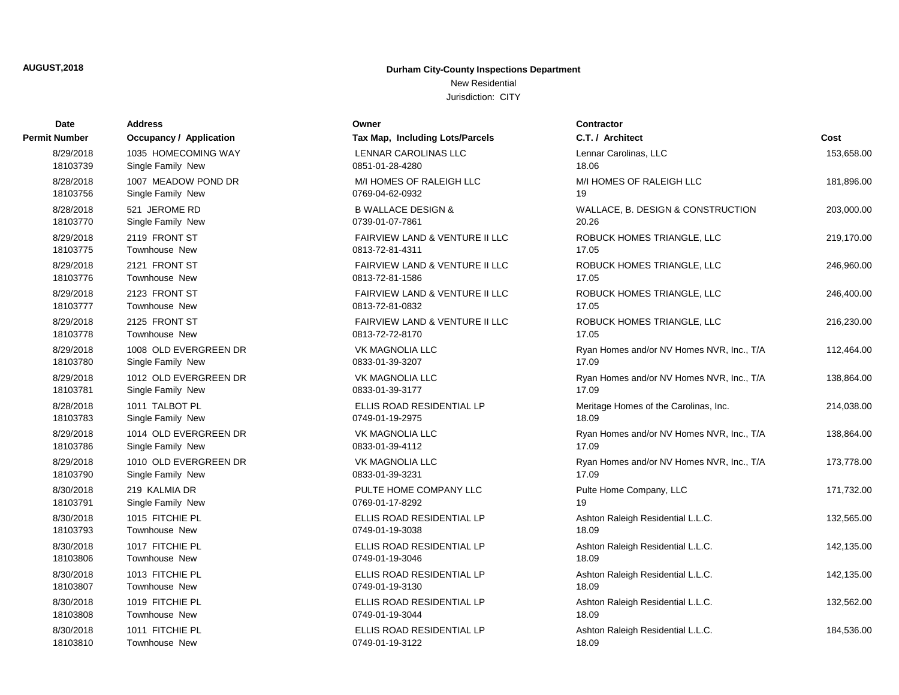**AUGUST,2018**

**Durham City-County Inspections Department**

New Residential

Jurisdiction: CITY

| Date / Permit Number | Address / Occupancy / Application | Owner / Tax Map, Including Lots/Parcels | Contractor / C.T. / Architect | Cost |
|---|---|---|---|---|
| 8/29/2018<br>18103739 | 1035 HOMECOMING WAY<br>Single Family New | LENNAR CAROLINAS LLC<br>0851-01-28-4280 | Lennar Carolinas, LLC<br>18.06 | 153,658.00 |
| 8/28/2018<br>18103756 | 1007 MEADOW POND DR<br>Single Family New | M/I HOMES OF RALEIGH LLC<br>0769-04-62-0932 | M/I HOMES OF RALEIGH LLC<br>19 | 181,896.00 |
| 8/28/2018<br>18103770 | 521 JEROME RD<br>Single Family New | B WALLACE DESIGN &<br>0739-01-07-7861 | WALLACE, B. DESIGN & CONSTRUCTION<br>20.26 | 203,000.00 |
| 8/29/2018<br>18103775 | 2119 FRONT ST<br>Townhouse New | FAIRVIEW LAND & VENTURE II LLC<br>0813-72-81-4311 | ROBUCK HOMES TRIANGLE, LLC<br>17.05 | 219,170.00 |
| 8/29/2018<br>18103776 | 2121 FRONT ST<br>Townhouse New | FAIRVIEW LAND & VENTURE II LLC<br>0813-72-81-1586 | ROBUCK HOMES TRIANGLE, LLC<br>17.05 | 246,960.00 |
| 8/29/2018<br>18103777 | 2123 FRONT ST<br>Townhouse New | FAIRVIEW LAND & VENTURE II LLC<br>0813-72-81-0832 | ROBUCK HOMES TRIANGLE, LLC<br>17.05 | 246,400.00 |
| 8/29/2018<br>18103778 | 2125 FRONT ST<br>Townhouse New | FAIRVIEW LAND & VENTURE II LLC<br>0813-72-72-8170 | ROBUCK HOMES TRIANGLE, LLC<br>17.05 | 216,230.00 |
| 8/29/2018<br>18103780 | 1008 OLD EVERGREEN DR<br>Single Family New | VK MAGNOLIA LLC<br>0833-01-39-3207 | Ryan Homes and/or NV Homes NVR, Inc., T/A<br>17.09 | 112,464.00 |
| 8/29/2018<br>18103781 | 1012 OLD EVERGREEN DR<br>Single Family New | VK MAGNOLIA LLC<br>0833-01-39-3177 | Ryan Homes and/or NV Homes NVR, Inc., T/A<br>17.09 | 138,864.00 |
| 8/28/2018<br>18103783 | 1011 TALBOT PL<br>Single Family New | ELLIS ROAD RESIDENTIAL LP<br>0749-01-19-2975 | Meritage Homes of the Carolinas, Inc.<br>18.09 | 214,038.00 |
| 8/29/2018<br>18103786 | 1014 OLD EVERGREEN DR<br>Single Family New | VK MAGNOLIA LLC<br>0833-01-39-4112 | Ryan Homes and/or NV Homes NVR, Inc., T/A<br>17.09 | 138,864.00 |
| 8/29/2018<br>18103790 | 1010 OLD EVERGREEN DR<br>Single Family New | VK MAGNOLIA LLC<br>0833-01-39-3231 | Ryan Homes and/or NV Homes NVR, Inc., T/A<br>17.09 | 173,778.00 |
| 8/30/2018<br>18103791 | 219 KALMIA DR<br>Single Family New | PULTE HOME COMPANY LLC<br>0769-01-17-8292 | Pulte Home Company, LLC<br>19 | 171,732.00 |
| 8/30/2018<br>18103793 | 1015 FITCHIE PL<br>Townhouse New | ELLIS ROAD RESIDENTIAL LP<br>0749-01-19-3038 | Ashton Raleigh Residential L.L.C.<br>18.09 | 132,565.00 |
| 8/30/2018<br>18103806 | 1017 FITCHIE PL<br>Townhouse New | ELLIS ROAD RESIDENTIAL LP<br>0749-01-19-3046 | Ashton Raleigh Residential L.L.C.<br>18.09 | 142,135.00 |
| 8/30/2018<br>18103807 | 1013 FITCHIE PL<br>Townhouse New | ELLIS ROAD RESIDENTIAL LP<br>0749-01-19-3130 | Ashton Raleigh Residential L.L.C.<br>18.09 | 142,135.00 |
| 8/30/2018<br>18103808 | 1019 FITCHIE PL<br>Townhouse New | ELLIS ROAD RESIDENTIAL LP<br>0749-01-19-3044 | Ashton Raleigh Residential L.L.C.<br>18.09 | 132,562.00 |
| 8/30/2018<br>18103810 | 1011 FITCHIE PL<br>Townhouse New | ELLIS ROAD RESIDENTIAL LP<br>0749-01-19-3122 | Ashton Raleigh Residential L.L.C.<br>18.09 | 184,536.00 |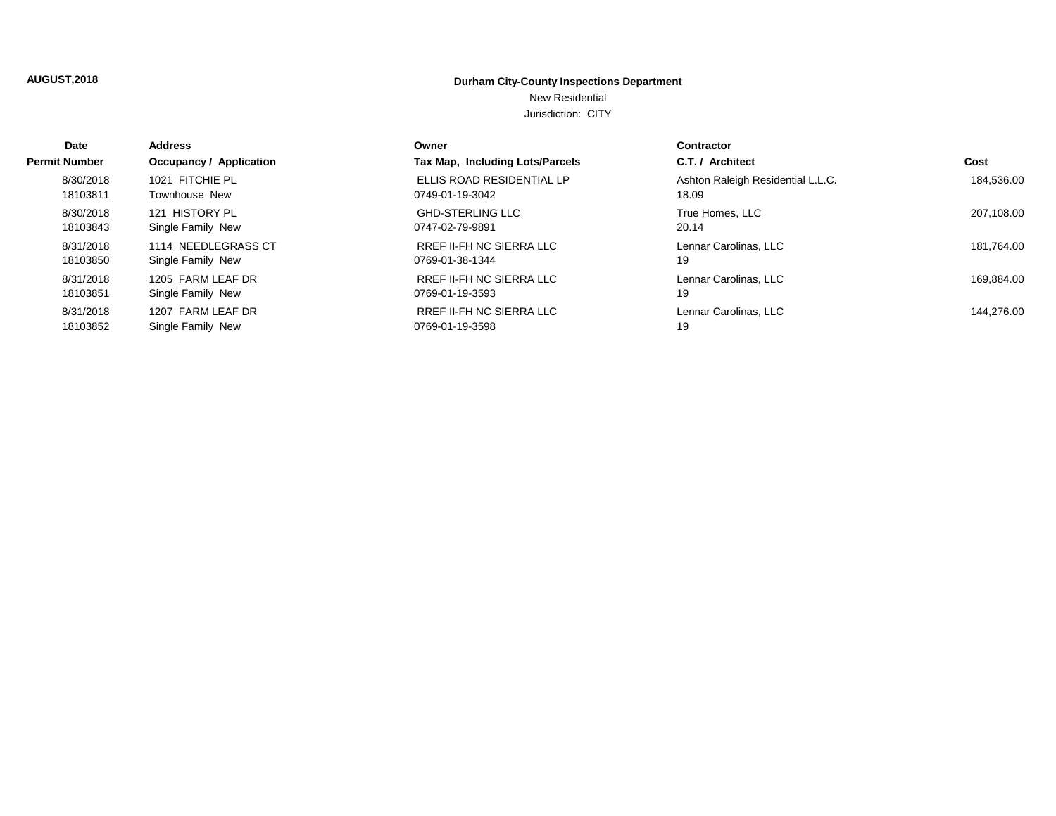AUGUST,2018

**Durham City-County Inspections Department**

New Residential

Jurisdiction: CITY

| Date<br>Permit Number | Address<br>Occupancy / Application | Owner<br>Tax Map, Including Lots/Parcels | Contractor<br>C.T. / Architect | Cost |
|---|---|---|---|---|
| 8/30/2018<br>18103811 | 1021 FITCHIE PL<br>Townhouse New | ELLIS ROAD RESIDENTIAL LP<br>0749-01-19-3042 | Ashton Raleigh Residential L.L.C.<br>18.09 | 184,536.00 |
| 8/30/2018<br>18103843 | 121 HISTORY PL<br>Single Family New | GHD-STERLING LLC<br>0747-02-79-9891 | True Homes, LLC<br>20.14 | 207,108.00 |
| 8/31/2018<br>18103850 | 1114 NEEDLEGRASS CT<br>Single Family New | RREF II-FH NC SIERRA LLC<br>0769-01-38-1344 | Lennar Carolinas, LLC<br>19 | 181,764.00 |
| 8/31/2018<br>18103851 | 1205 FARM LEAF DR<br>Single Family New | RREF II-FH NC SIERRA LLC<br>0769-01-19-3593 | Lennar Carolinas, LLC<br>19 | 169,884.00 |
| 8/31/2018<br>18103852 | 1207 FARM LEAF DR<br>Single Family New | RREF II-FH NC SIERRA LLC<br>0769-01-19-3598 | Lennar Carolinas, LLC<br>19 | 144,276.00 |